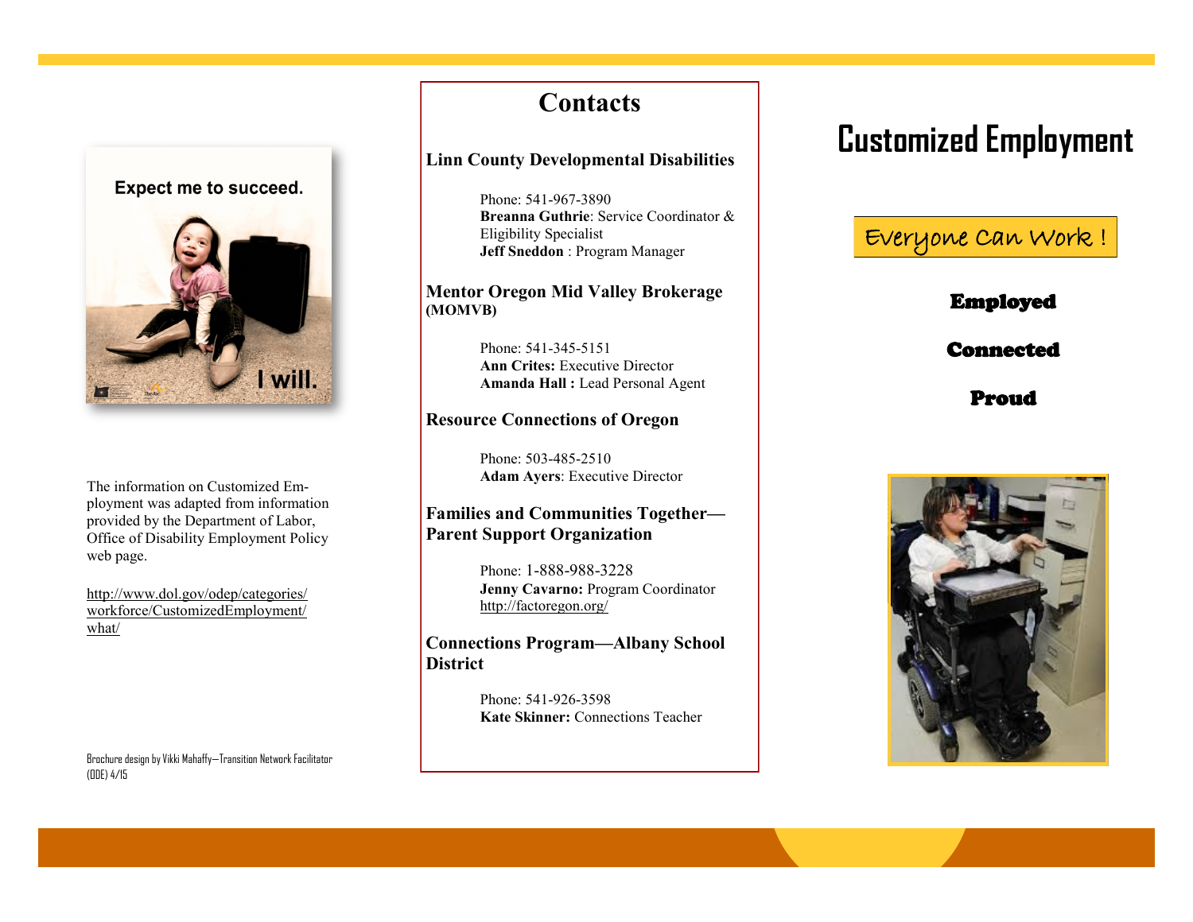Expect me to succeed.

I will.

The information on Customized Employment was adapted from information provided by the Department of Labor, Office of Disability Employment Policy web page.

http://www.dol.gov/odep/categories/workforce/CustomizedEmployment/what/

Brochure design by Vikki Mahaffy—Transition Network Facilitator (ODE) 4/15

# Contacts

### Linn County Developmental Disabilities

Phone: 541-967-3890
**Breanna Guthrie**: Service Coordinator & Eligibility Specialist
**Jeff Sneddon** : Program Manager

### Mentor Oregon Mid Valley Brokerage (MOMVB)

Phone: 541-345-5151
**Ann Crites:** Executive Director
**Amanda Hall :** Lead Personal Agent

### Resource Connections of Oregon

Phone: 503-485-2510
**Adam Ayers**: Executive Director

### Families and Communities Together—Parent Support Organization

Phone: 1-888-988-3228
**Jenny Cavarno:** Program Coordinator
http://factoregon.org/

### Connections Program—Albany School District

Phone: 541-926-3598
**Kate Skinner:** Connections Teacher

# Customized Employment

Everyone Can Work !

**Employed**

**Connected**

**Proud**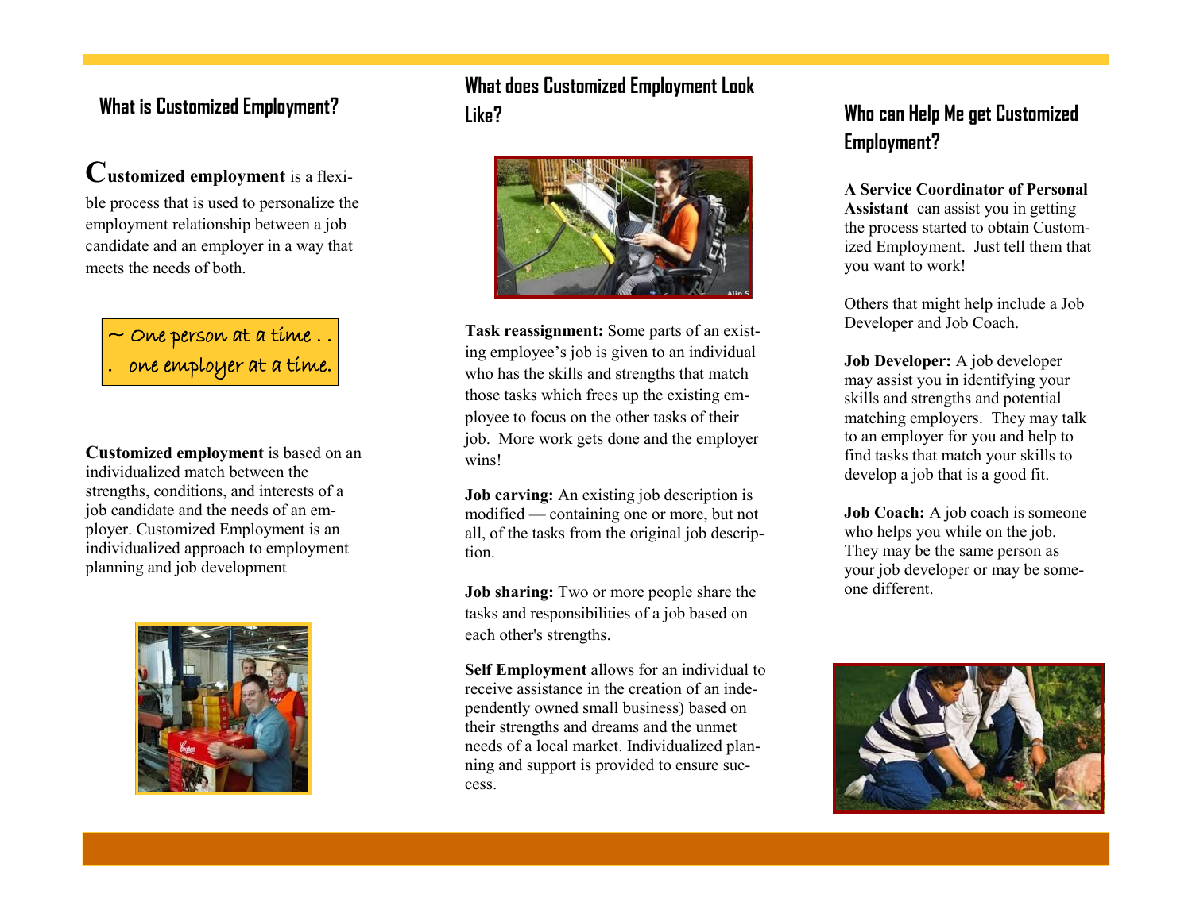## What is Customized Employment?

**Customized employment** is a flexible process that is used to personalize the employment relationship between a job candidate and an employer in a way that meets the needs of both.

~ One person at a time . . . one employer at a time.

**Customized employment** is based on an individualized match between the strengths, conditions, and interests of a job candidate and the needs of an employer. Customized Employment is an individualized approach to employment planning and job development

## What does Customized Employment Look Like?

**Task reassignment:** Some parts of an existing employee's job is given to an individual who has the skills and strengths that match those tasks which frees up the existing employee to focus on the other tasks of their job. More work gets done and the employer wins!

**Job carving:** An existing job description is modified — containing one or more, but not all, of the tasks from the original job description.

**Job sharing:** Two or more people share the tasks and responsibilities of a job based on each other's strengths.

**Self Employment** allows for an individual to receive assistance in the creation of an independently owned small business) based on their strengths and dreams and the unmet needs of a local market. Individualized planning and support is provided to ensure success.

## Who can Help Me get Customized Employment?

**A Service Coordinator of Personal Assistant** can assist you in getting the process started to obtain Customized Employment. Just tell them that you want to work!

Others that might help include a Job Developer and Job Coach.

**Job Developer:** A job developer may assist you in identifying your skills and strengths and potential matching employers. They may talk to an employer for you and help to find tasks that match your skills to develop a job that is a good fit.

**Job Coach:** A job coach is someone who helps you while on the job. They may be the same person as your job developer or may be someone different.